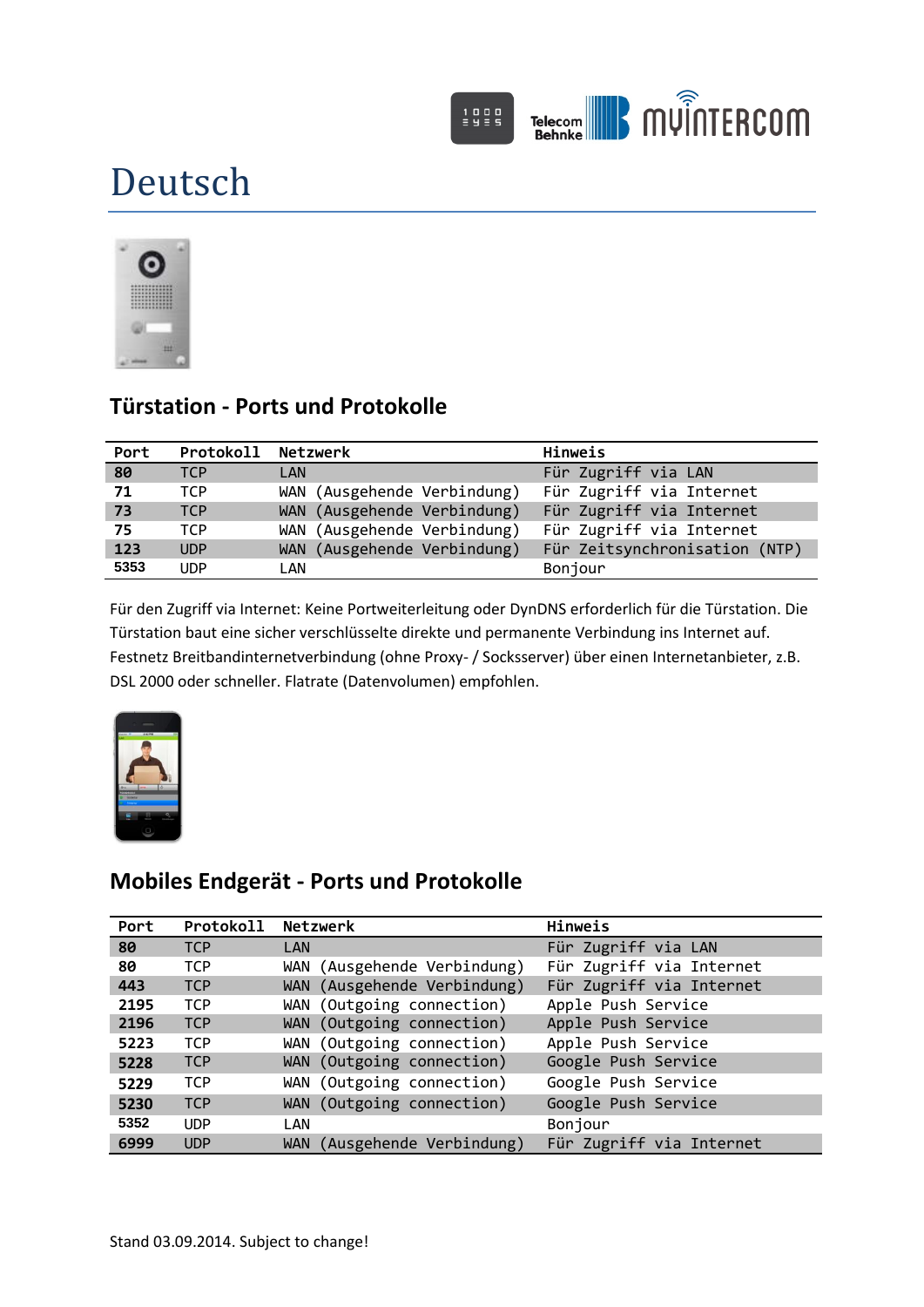# Deutsch

## Türstation - Ports und Protokolle

| Port | Protokoll | Netzwerk | Hinweis |
|---|---|---|---|
| **80** | TCP | LAN | Für Zugriff via LAN |
| **71** | TCP | WAN (Ausgehende Verbindung) | Für Zugriff via Internet |
| **73** | TCP | WAN (Ausgehende Verbindung) | Für Zugriff via Internet |
| **75** | TCP | WAN (Ausgehende Verbindung) | Für Zugriff via Internet |
| **123** | UDP | WAN (Ausgehende Verbindung) | Für Zeitsynchronisation (NTP) |
| **5353** | UDP | LAN | Bonjour |

Für den Zugriff via Internet: Keine Portweiterleitung oder DynDNS erforderlich für die Türstation. Die Türstation baut eine sicher verschlüsselte direkte und permanente Verbindung ins Internet auf. Festnetz Breitbandinternetverbindung (ohne Proxy- / Sockserver) über einen Internetanbieter, z.B. DSL 2000 oder schneller. Flatrate (Datenvolumen) empfohlen.

## Mobiles Endgerät - Ports und Protokolle

| Port | Protokoll | Netzwerk | Hinweis |
|---|---|---|---|
| **80** | TCP | LAN | Für Zugriff via LAN |
| **80** | TCP | WAN (Ausgehende Verbindung) | Für Zugriff via Internet |
| **443** | TCP | WAN (Ausgehende Verbindung) | Für Zugriff via Internet |
| **2195** | TCP | WAN (Outgoing connection) | Apple Push Service |
| **2196** | TCP | WAN (Outgoing connection) | Apple Push Service |
| **5223** | TCP | WAN (Outgoing connection) | Apple Push Service |
| **5228** | TCP | WAN (Outgoing connection) | Google Push Service |
| **5229** | TCP | WAN (Outgoing connection) | Google Push Service |
| **5230** | TCP | WAN (Outgoing connection) | Google Push Service |
| **5352** | UDP | LAN | Bonjour |
| **6999** | UDP | WAN (Ausgehende Verbindung) | Für Zugriff via Internet |

Stand 03.09.2014. Subject to change!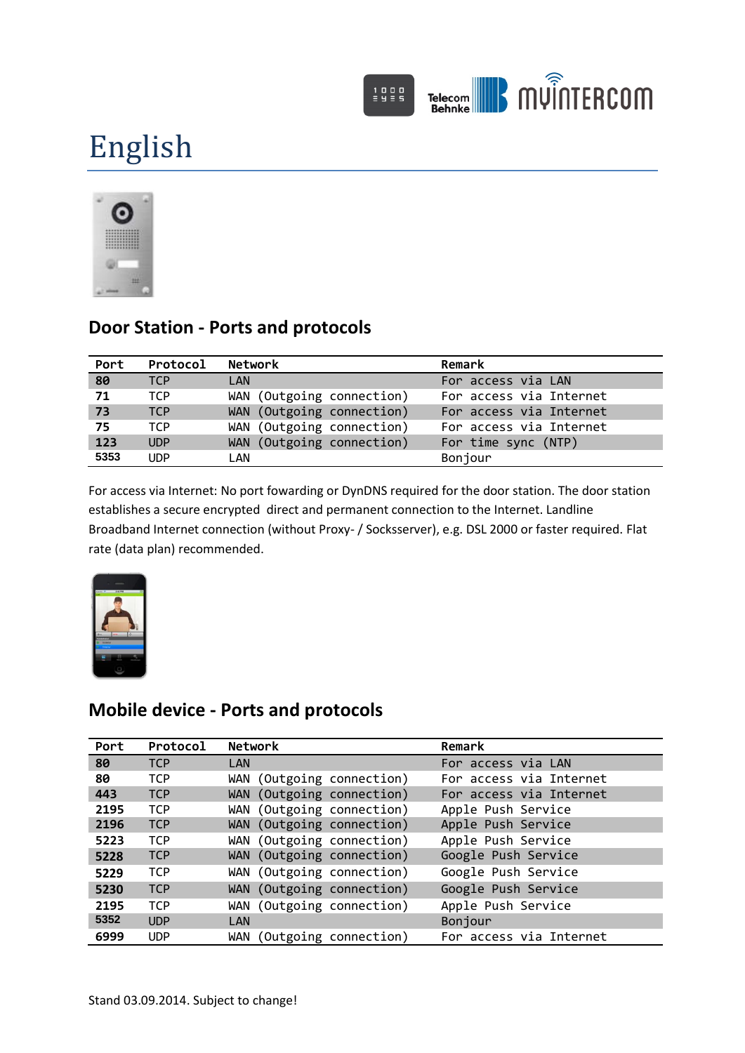# English

## Door Station - Ports and protocols

| Port | Protocol | Network | Remark |
|---|---|---|---|
| **80** | TCP | LAN | For access via LAN |
| **71** | TCP | WAN (Outgoing connection) | For access via Internet |
| **73** | TCP | WAN (Outgoing connection) | For access via Internet |
| **75** | TCP | WAN (Outgoing connection) | For access via Internet |
| **123** | UDP | WAN (Outgoing connection) | For time sync (NTP) |
| **5353** | UDP | LAN | Bonjour |

For access via Internet: No port fowarding or DynDNS required for the door station. The door station establishes a secure encrypted direct and permanent connection to the Internet. Landline Broadband Internet connection (without Proxy- / Socksserver), e.g. DSL 2000 or faster required. Flat rate (data plan) recommended.

## Mobile device - Ports and protocols

| Port | Protocol | Network | Remark |
|---|---|---|---|
| **80** | TCP | LAN | For access via LAN |
| **80** | TCP | WAN (Outgoing connection) | For access via Internet |
| **443** | TCP | WAN (Outgoing connection) | For access via Internet |
| **2195** | TCP | WAN (Outgoing connection) | Apple Push Service |
| **2196** | TCP | WAN (Outgoing connection) | Apple Push Service |
| **5223** | TCP | WAN (Outgoing connection) | Apple Push Service |
| **5228** | TCP | WAN (Outgoing connection) | Google Push Service |
| **5229** | TCP | WAN (Outgoing connection) | Google Push Service |
| **5230** | TCP | WAN (Outgoing connection) | Google Push Service |
| **2195** | TCP | WAN (Outgoing connection) | Apple Push Service |
| **5352** | UDP | LAN | Bonjour |
| **6999** | UDP | WAN (Outgoing connection) | For access via Internet |

Stand 03.09.2014. Subject to change!